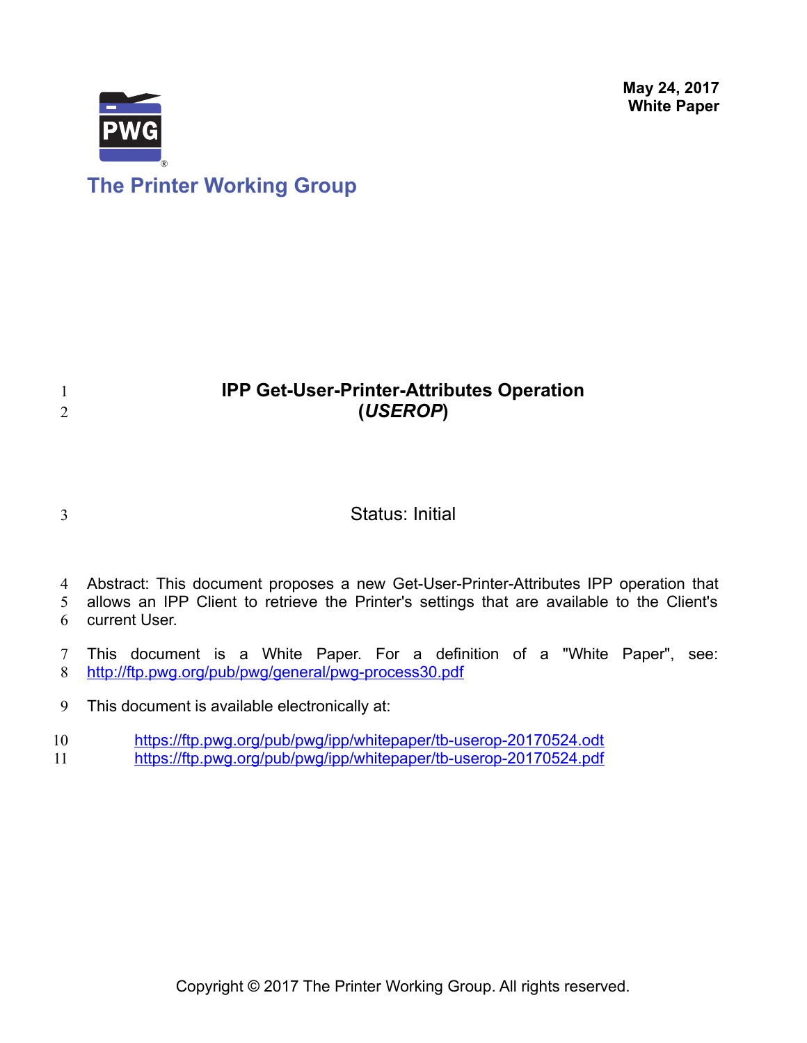**May 24, 2017**
**White Paper**

**The Printer Working Group**

# IPP Get-User-Printer-Attributes Operation (*USEROP*)

Status: Initial

Abstract: This document proposes a new Get-User-Printer-Attributes IPP operation that allows an IPP Client to retrieve the Printer's settings that are available to the Client's current User.

This document is a White Paper. For a definition of a "White Paper", see: http://ftp.pwg.org/pub/pwg/general/pwg-process30.pdf

This document is available electronically at:

https://ftp.pwg.org/pub/pwg/ipp/whitepaper/tb-userop-20170524.odt
https://ftp.pwg.org/pub/pwg/ipp/whitepaper/tb-userop-20170524.pdf

Copyright © 2017 The Printer Working Group. All rights reserved.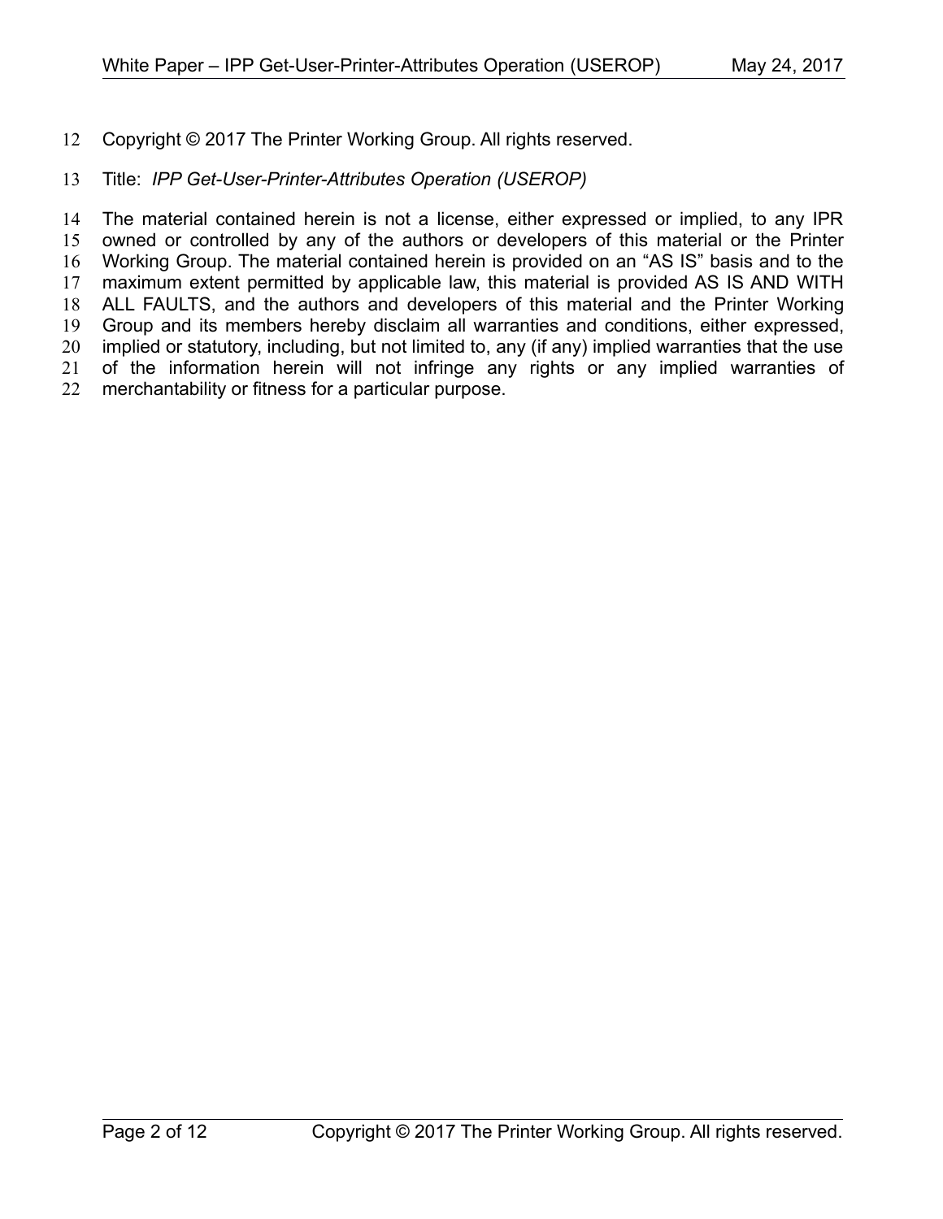Copyright © 2017 The Printer Working Group. All rights reserved.

Title: *IPP Get-User-Printer-Attributes Operation (USEROP)*

The material contained herein is not a license, either expressed or implied, to any IPR owned or controlled by any of the authors or developers of this material or the Printer Working Group. The material contained herein is provided on an "AS IS" basis and to the maximum extent permitted by applicable law, this material is provided AS IS AND WITH ALL FAULTS, and the authors and developers of this material and the Printer Working Group and its members hereby disclaim all warranties and conditions, either expressed, implied or statutory, including, but not limited to, any (if any) implied warranties that the use of the information herein will not infringe any rights or any implied warranties of merchantability or fitness for a particular purpose.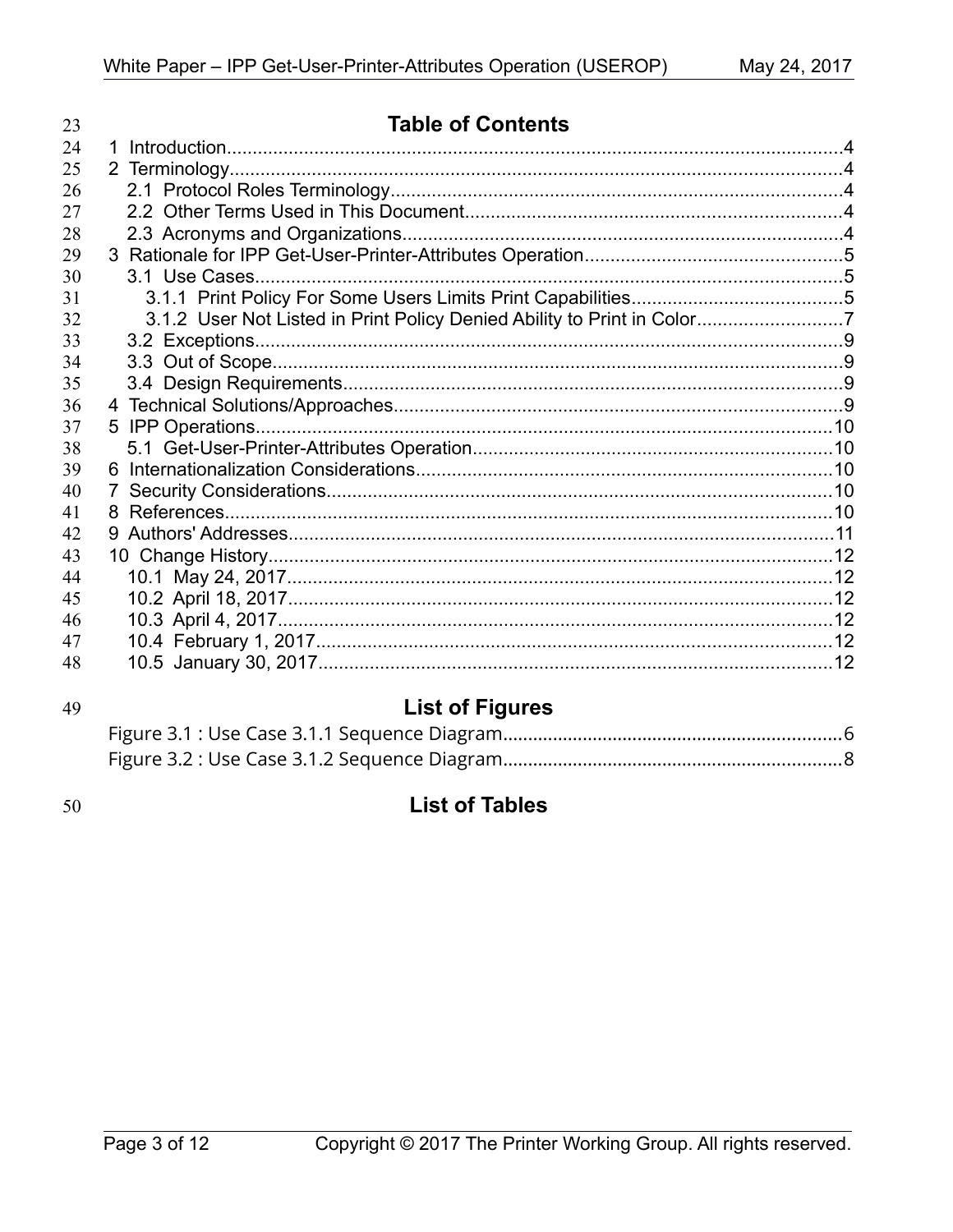## Table of Contents

1 Introduction....................................................................................................................4
2 Terminology....................................................................................................................4
  2.1 Protocol Roles Terminology........................................................................................4
  2.2 Other Terms Used in This Document.........................................................................4
  2.3 Acronyms and Organizations.....................................................................................4
3 Rationale for IPP Get-User-Printer-Attributes Operation..................................................5
  3.1 Use Cases.................................................................................................................5
    3.1.1 Print Policy For Some Users Limits Print Capabilities.........................................5
    3.1.2 User Not Listed in Print Policy Denied Ability to Print in Color............................7
  3.2 Exceptions..................................................................................................................9
  3.3 Out of Scope...............................................................................................................9
  3.4 Design Requirements.................................................................................................9
4 Technical Solutions/Approaches......................................................................................9
5 IPP Operations...............................................................................................................10
  5.1 Get-User-Printer-Attributes Operation.....................................................................10
6 Internationalization Considerations................................................................................10
7 Security Considerations.................................................................................................10
8 References......................................................................................................................10
9 Authors' Addresses.........................................................................................................11
10 Change History.............................................................................................................12
  10.1 May 24, 2017..........................................................................................................12
  10.2 April 18, 2017.........................................................................................................12
  10.3 April 4, 2017...........................................................................................................12
  10.4 February 1, 2017....................................................................................................12
  10.5 January 30, 2017....................................................................................................12

## List of Figures

Figure 3.1 : Use Case 3.1.1 Sequence Diagram....................................................................6
Figure 3.2 : Use Case 3.1.2 Sequence Diagram....................................................................8

## List of Tables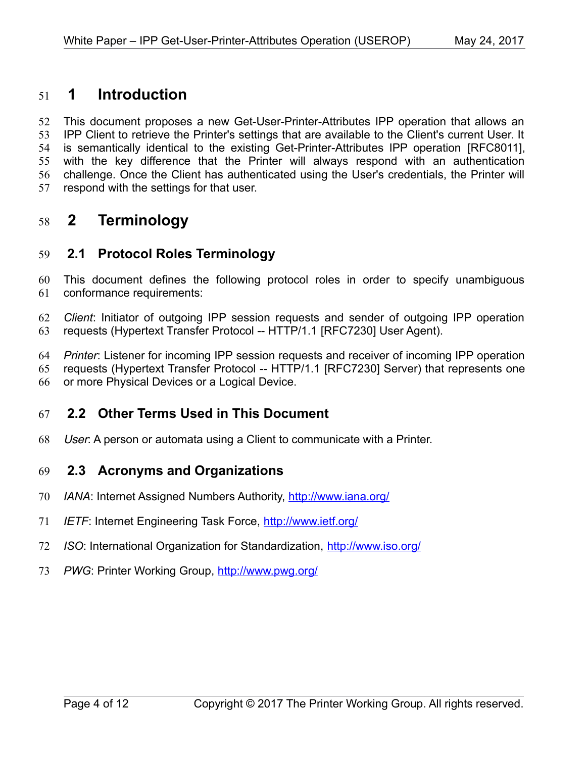# 1 Introduction

This document proposes a new Get-User-Printer-Attributes IPP operation that allows an IPP Client to retrieve the Printer's settings that are available to the Client's current User. It is semantically identical to the existing Get-Printer-Attributes IPP operation [RFC8011], with the key difference that the Printer will always respond with an authentication challenge. Once the Client has authenticated using the User's credentials, the Printer will respond with the settings for that user.

# 2 Terminology

## 2.1 Protocol Roles Terminology

This document defines the following protocol roles in order to specify unambiguous conformance requirements:

*Client*: Initiator of outgoing IPP session requests and sender of outgoing IPP operation requests (Hypertext Transfer Protocol -- HTTP/1.1 [RFC7230] User Agent).

*Printer*: Listener for incoming IPP session requests and receiver of incoming IPP operation requests (Hypertext Transfer Protocol -- HTTP/1.1 [RFC7230] Server) that represents one or more Physical Devices or a Logical Device.

## 2.2 Other Terms Used in This Document

*User*: A person or automata using a Client to communicate with a Printer.

## 2.3 Acronyms and Organizations

*IANA*: Internet Assigned Numbers Authority, http://www.iana.org/

*IETF*: Internet Engineering Task Force, http://www.ietf.org/

*ISO*: International Organization for Standardization, http://www.iso.org/

*PWG*: Printer Working Group, http://www.pwg.org/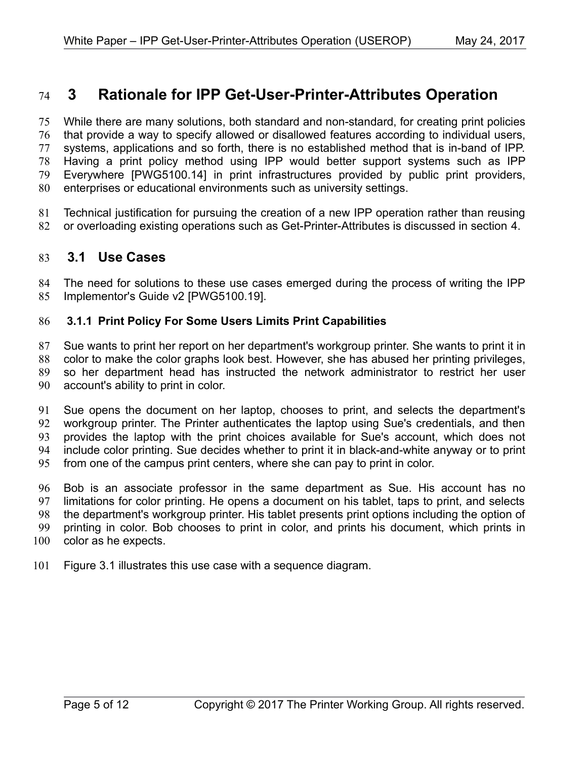# 3 Rationale for IPP Get-User-Printer-Attributes Operation

While there are many solutions, both standard and non-standard, for creating print policies that provide a way to specify allowed or disallowed features according to individual users, systems, applications and so forth, there is no established method that is in-band of IPP. Having a print policy method using IPP would better support systems such as IPP Everywhere [PWG5100.14] in print infrastructures provided by public print providers, enterprises or educational environments such as university settings.

Technical justification for pursuing the creation of a new IPP operation rather than reusing or overloading existing operations such as Get-Printer-Attributes is discussed in section 4.

## 3.1 Use Cases

The need for solutions to these use cases emerged during the process of writing the IPP Implementor's Guide v2 [PWG5100.19].

### 3.1.1 Print Policy For Some Users Limits Print Capabilities

Sue wants to print her report on her department's workgroup printer. She wants to print it in color to make the color graphs look best. However, she has abused her printing privileges, so her department head has instructed the network administrator to restrict her user account's ability to print in color.

Sue opens the document on her laptop, chooses to print, and selects the department's workgroup printer. The Printer authenticates the laptop using Sue's credentials, and then provides the laptop with the print choices available for Sue's account, which does not include color printing. Sue decides whether to print it in black-and-white anyway or to print from one of the campus print centers, where she can pay to print in color.

Bob is an associate professor in the same department as Sue. His account has no limitations for color printing. He opens a document on his tablet, taps to print, and selects the department's workgroup printer. His tablet presents print options including the option of printing in color. Bob chooses to print in color, and prints his document, which prints in color as he expects.

Figure 3.1 illustrates this use case with a sequence diagram.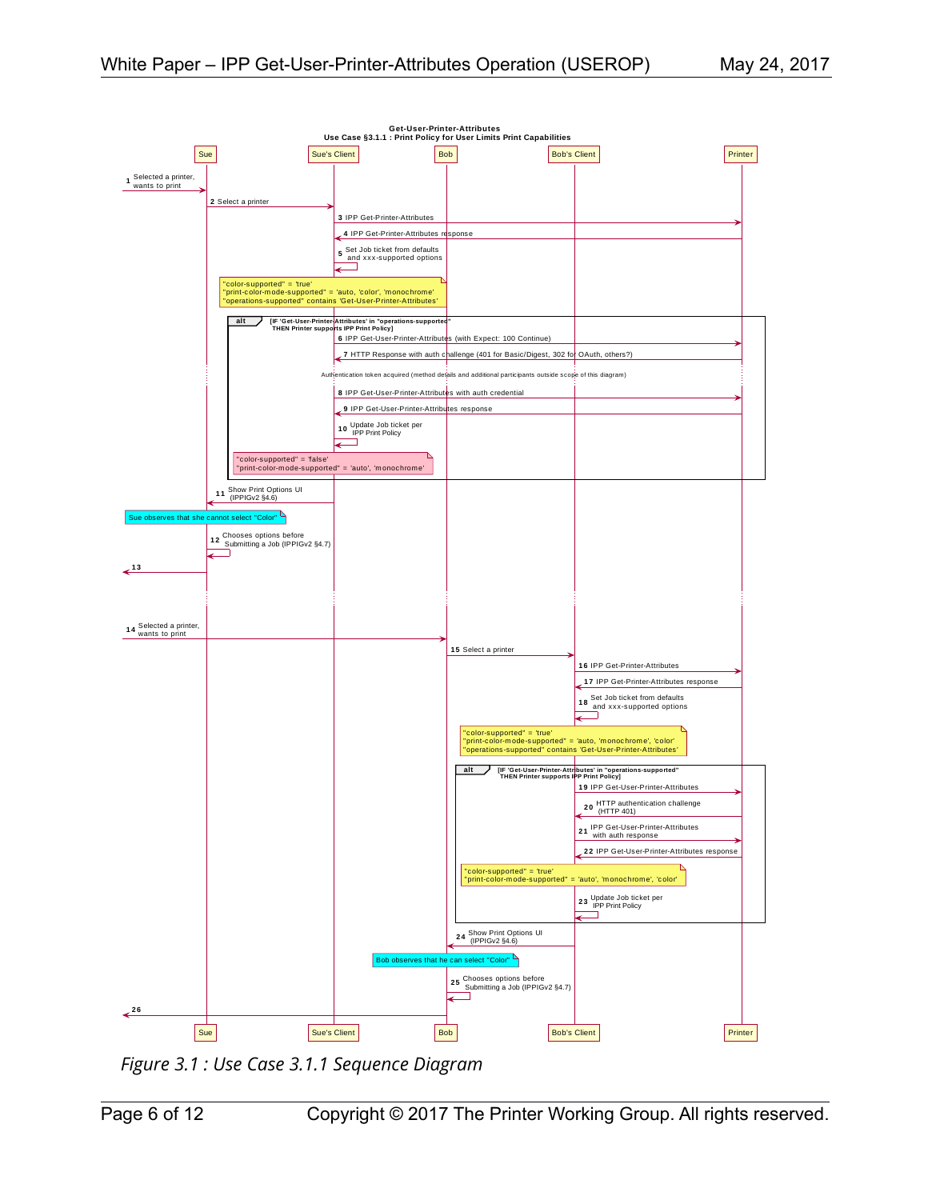**Get-User-Printer-Attributes**
**Use Case §3.1.1 : Print Policy for User Limits Print Capabilities**

Participants: Sue | Sue's Client | Bob | Bob's Client | Printer

1. Selected a printer, wants to print (→ Sue)
2. Select a printer (Sue → Sue's Client)
3. IPP Get-Printer-Attributes (Sue's Client → Printer)
4. IPP Get-Printer-Attributes response (Printer → Sue's Client)
5. Set Job ticket from defaults and xxx-supported options (Sue's Client)

> "color-supported" = 'true'
> "print-color-mode-supported" = 'auto, 'color', 'monochrome'
> "operations-supported" contains 'Get-User-Printer-Attributes'

**alt** [IF 'Get-User-Printer-Attributes' in "operations-supported" THEN Printer supports IPP Print Policy]

6. IPP Get-User-Printer-Attributes (with Expect: 100 Continue) (Sue's Client → Printer)
7. HTTP Response with auth challenge (401 for Basic/Digest, 302 for OAuth, others?) (Printer → Sue's Client)

Authentication token acquired (method details and additional participants outside scope of this diagram)

8. IPP Get-User-Printer-Attributes with auth credential (Sue's Client → Printer)
9. IPP Get-User-Printer-Attributes response (Printer → Sue's Client)
10. Update Job ticket per IPP Print Policy (Sue's Client)

> "color-supported" = 'false'
> "print-color-mode-supported" = 'auto', 'monochrome'

11. Show Print Options UI (IPPIGv2 §4.6) (Sue's Client → Sue)

> Sue observes that she cannot select "Color"

12. Chooses options before Submitting a Job (IPPIGv2 §4.7) (Sue)
13. (Sue →)

14. Selected a printer, wants to print (→ Bob)
15. Select a printer (Bob → Bob's Client)
16. IPP Get-Printer-Attributes (Bob's Client → Printer)
17. IPP Get-Printer-Attributes response (Printer → Bob's Client)
18. Set Job ticket from defaults and xxx-supported options (Bob's Client)

> "color-supported" = 'true'
> "print-color-mode-supported" = 'auto, 'monochrome', 'color'
> "operations-supported" contains 'Get-User-Printer-Attributes'

**alt** [IF 'Get-User-Printer-Attributes' in "operations-supported" THEN Printer supports IPP Print Policy]

19. IPP Get-User-Printer-Attributes (Bob's Client → Printer)
20. HTTP authentication challenge (HTTP 401) (Printer → Bob's Client)
21. IPP Get-User-Printer-Attributes with auth response (Bob's Client → Printer)
22. IPP Get-User-Printer-Attributes response (Printer → Bob's Client)

> "color-supported" = 'true'
> "print-color-mode-supported" = 'auto', 'monochrome', 'color'

23. Update Job ticket per IPP Print Policy (Bob's Client)
24. Show Print Options UI (IPPIGv2 §4.6) (Bob's Client → Bob)

> Bob observes that he can select "Color"

25. Chooses options before Submitting a Job (IPPIGv2 §4.7) (Bob)
26. (Bob →)

*Figure 3.1 : Use Case 3.1.1 Sequence Diagram*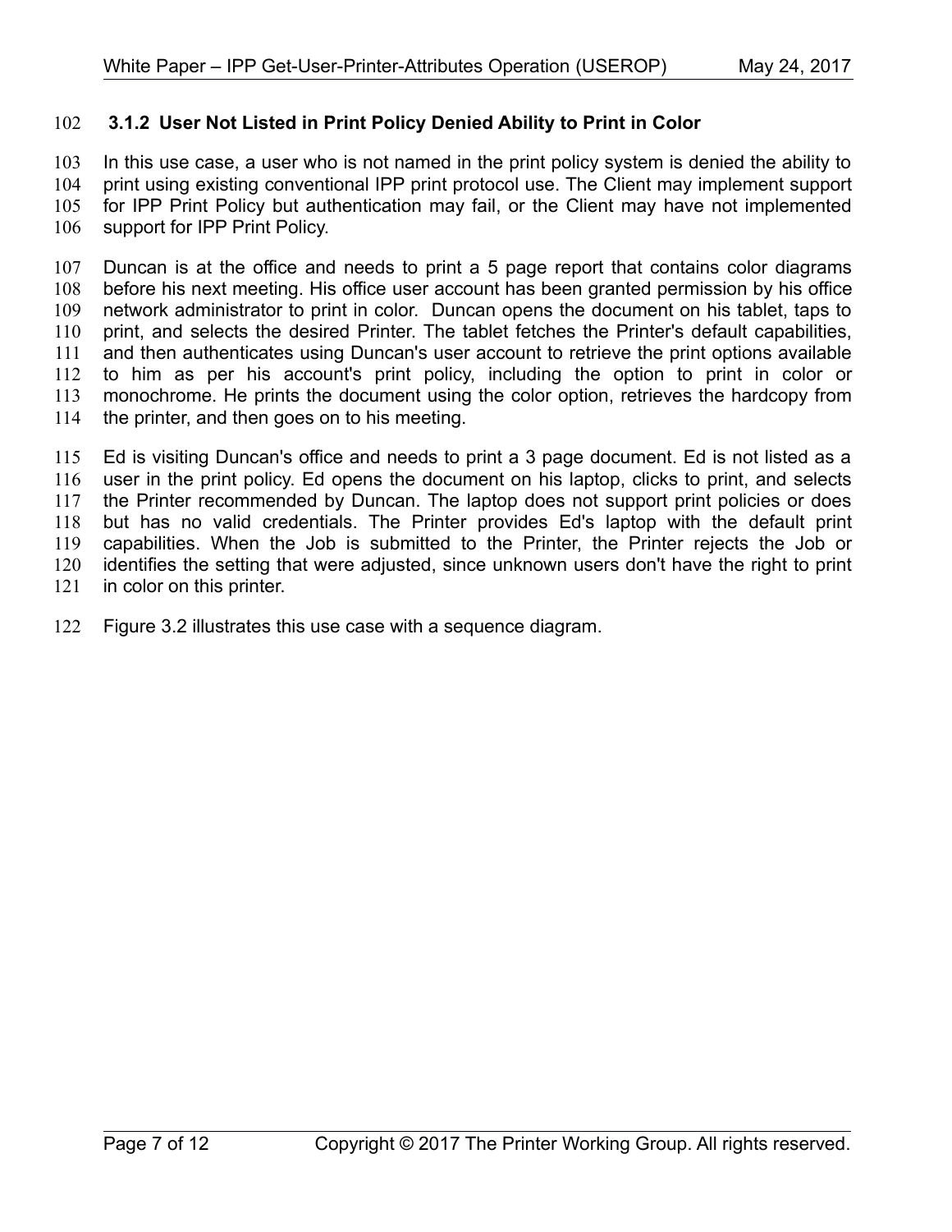### 3.1.2 User Not Listed in Print Policy Denied Ability to Print in Color

In this use case, a user who is not named in the print policy system is denied the ability to print using existing conventional IPP print protocol use. The Client may implement support for IPP Print Policy but authentication may fail, or the Client may have not implemented support for IPP Print Policy.

Duncan is at the office and needs to print a 5 page report that contains color diagrams before his next meeting. His office user account has been granted permission by his office network administrator to print in color. Duncan opens the document on his tablet, taps to print, and selects the desired Printer. The tablet fetches the Printer's default capabilities, and then authenticates using Duncan's user account to retrieve the print options available to him as per his account's print policy, including the option to print in color or monochrome. He prints the document using the color option, retrieves the hardcopy from the printer, and then goes on to his meeting.

Ed is visiting Duncan's office and needs to print a 3 page document. Ed is not listed as a user in the print policy. Ed opens the document on his laptop, clicks to print, and selects the Printer recommended by Duncan. The laptop does not support print policies or does but has no valid credentials. The Printer provides Ed's laptop with the default print capabilities. When the Job is submitted to the Printer, the Printer rejects the Job or identifies the setting that were adjusted, since unknown users don't have the right to print in color on this printer.

Figure 3.2 illustrates this use case with a sequence diagram.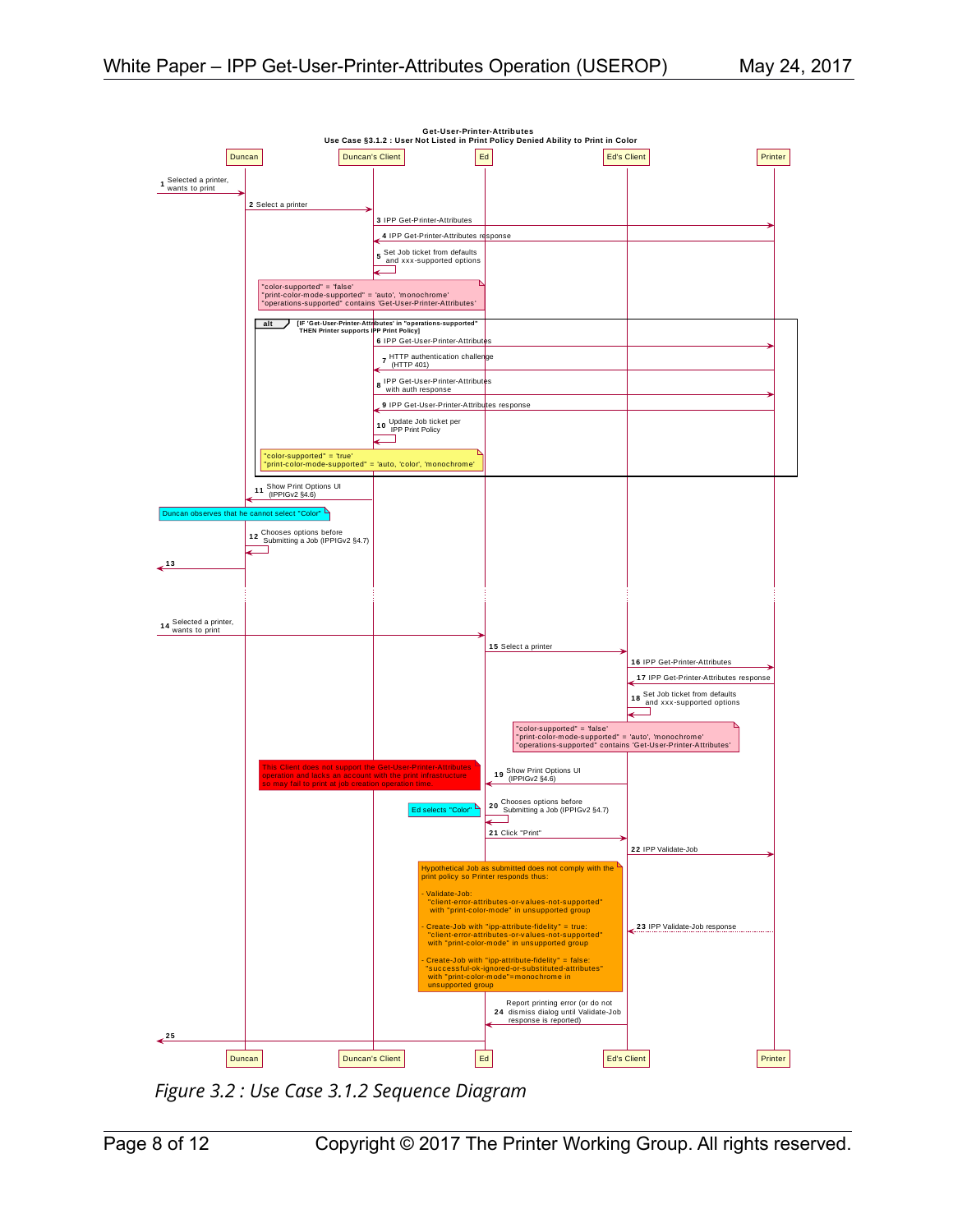**Get-User-Printer-Attributes**
**Use Case §3.1.2 : User Not Listed in Print Policy Denied Ability to Print in Color**

Participants: Duncan | Duncan's Client | Ed | Ed's Client | Printer

1. Selected a printer, wants to print (→ Duncan)
2. Select a printer (Duncan → Duncan's Client)
3. IPP Get-Printer-Attributes (Duncan's Client → Printer)
4. IPP Get-Printer-Attributes response (Printer → Duncan's Client)
5. Set Job ticket from defaults and xxx-supported options (Duncan's Client)

Note: "color-supported" = 'false'
"print-color-mode-supported" = 'auto', 'monochrome'
"operations-supported" contains 'Get-User-Printer-Attributes'

**alt** [IF 'Get-User-Printer-Attributes' in "operations-supported" THEN Printer supports IPP Print Policy]

6. IPP Get-User-Printer-Attributes (Duncan's Client → Printer)
7. HTTP authentication challenge (HTTP 401) (Printer → Duncan's Client)
8. IPP Get-User-Printer-Attributes with auth response (Duncan's Client → Printer)
9. IPP Get-User-Printer-Attributes response (Printer → Duncan's Client)
10. Update Job ticket per IPP Print Policy (Duncan's Client)

Note: "color-supported" = 'true'
"print-color-mode-supported" = 'auto, 'color', 'monochrome'

11. Show Print Options UI (IPPIGv2 §4.6) (Duncan's Client → Duncan)

Note: Duncan observes that he cannot select "Color"

12. Chooses options before Submitting a Job (IPPIGv2 §4.7) (Duncan)
13. (Duncan →)

...

14. Selected a printer, wants to print (→ Ed)
15. Select a printer (Ed → Ed's Client)
16. IPP Get-Printer-Attributes (Ed's Client → Printer)
17. IPP Get-Printer-Attributes response (Printer → Ed's Client)
18. Set Job ticket from defaults and xxx-supported options (Ed's Client)

Note: "color-supported" = 'false'
"print-color-mode-supported" = 'auto', 'monochrome'
"operations-supported" contains 'Get-User-Printer-Attributes'

Note: This Client does not support the Get-User-Printer-Attributes operation and lacks an account with the print infrastructure so may fail to print at job creation operation time.

19. Show Print Options UI (IPPIGv2 §4.6) (Ed's Client → Ed)

Note: Ed selects "Color"

20. Chooses options before Submitting a Job (IPPIGv2 §4.7) (Ed)
21. Click "Print" (Ed → Ed's Client)
22. IPP Validate-Job (Ed's Client → Printer)

Note: Hypothetical Job as submitted does not comply with the print policy so Printer responds thus:

- Validate-Job:
  "client-error-attributes-or-values-not-supported"
  with "print-color-mode" in unsupported group
- Create-Job with "ipp-attribute-fidelity" = true:
  "client-error-attributes-or-values-not-supported"
  with "print-color-mode" in unsupported group
- Create-Job with "ipp-attribute-fidelity" = false:
  "successful-ok-ignored-or-substituted-attributes"
  with "print-color-mode"=monochrome in unsupported group

23. IPP Validate-Job response (Printer → Ed's Client)
24. Report printing error (or do not dismiss dialog until Validate-Job response is reported) (Ed's Client → Ed)
25. (Ed →)

*Figure 3.2 : Use Case 3.1.2 Sequence Diagram*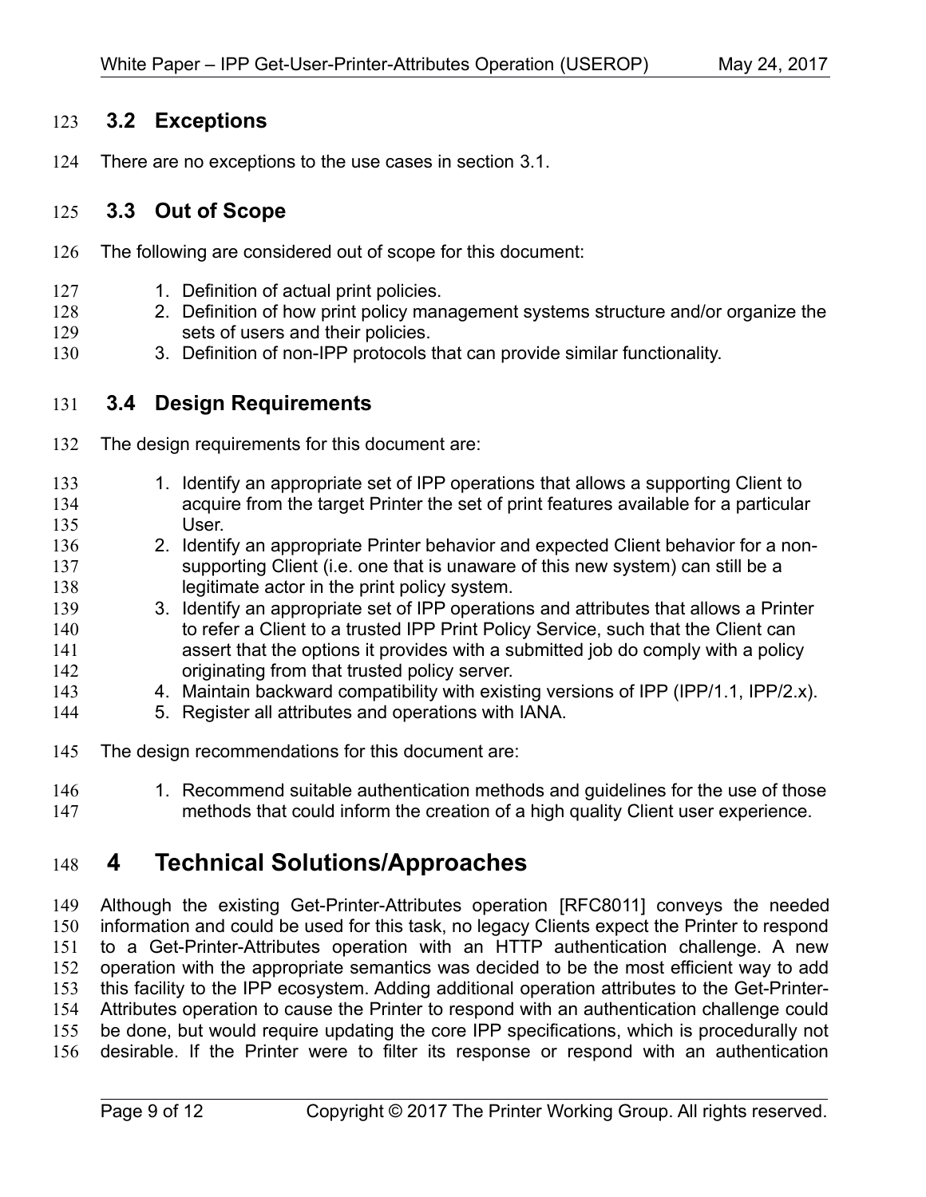## 3.2 Exceptions

There are no exceptions to the use cases in section 3.1.

## 3.3 Out of Scope

The following are considered out of scope for this document:

1. Definition of actual print policies.
2. Definition of how print policy management systems structure and/or organize the sets of users and their policies.
3. Definition of non-IPP protocols that can provide similar functionality.

## 3.4 Design Requirements

The design requirements for this document are:

1. Identify an appropriate set of IPP operations that allows a supporting Client to acquire from the target Printer the set of print features available for a particular User.
2. Identify an appropriate Printer behavior and expected Client behavior for a non-supporting Client (i.e. one that is unaware of this new system) can still be a legitimate actor in the print policy system.
3. Identify an appropriate set of IPP operations and attributes that allows a Printer to refer a Client to a trusted IPP Print Policy Service, such that the Client can assert that the options it provides with a submitted job do comply with a policy originating from that trusted policy server.
4. Maintain backward compatibility with existing versions of IPP (IPP/1.1, IPP/2.x).
5. Register all attributes and operations with IANA.

The design recommendations for this document are:

1. Recommend suitable authentication methods and guidelines for the use of those methods that could inform the creation of a high quality Client user experience.

# 4 Technical Solutions/Approaches

Although the existing Get-Printer-Attributes operation [RFC8011] conveys the needed information and could be used for this task, no legacy Clients expect the Printer to respond to a Get-Printer-Attributes operation with an HTTP authentication challenge. A new operation with the appropriate semantics was decided to be the most efficient way to add this facility to the IPP ecosystem. Adding additional operation attributes to the Get-Printer-Attributes operation to cause the Printer to respond with an authentication challenge could be done, but would require updating the core IPP specifications, which is procedurally not desirable. If the Printer were to filter its response or respond with an authentication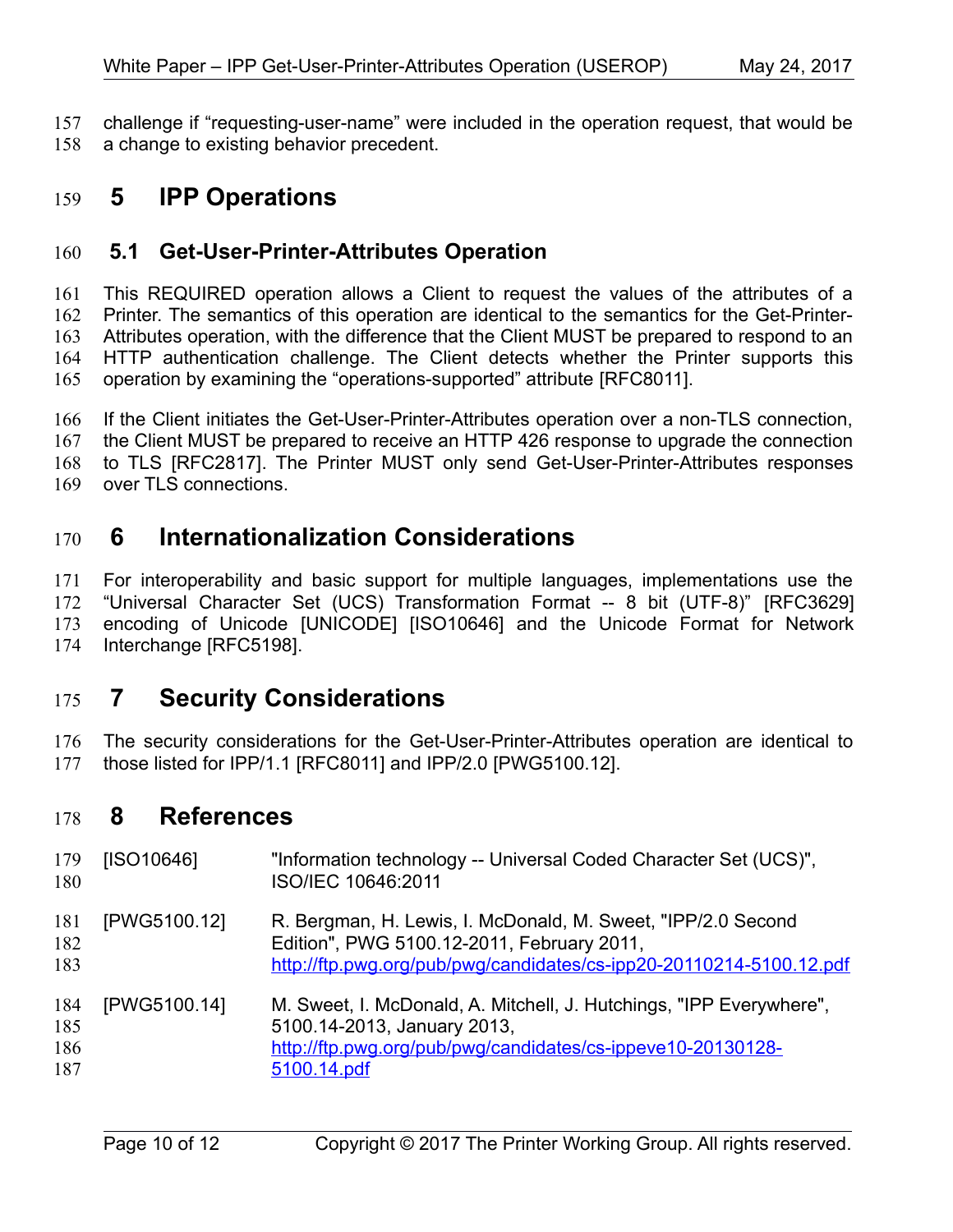challenge if “requesting-user-name” were included in the operation request, that would be a change to existing behavior precedent.

# 5 IPP Operations

## 5.1 Get-User-Printer-Attributes Operation

This REQUIRED operation allows a Client to request the values of the attributes of a Printer. The semantics of this operation are identical to the semantics for the Get-Printer-Attributes operation, with the difference that the Client MUST be prepared to respond to an HTTP authentication challenge. The Client detects whether the Printer supports this operation by examining the “operations-supported” attribute [RFC8011].

If the Client initiates the Get-User-Printer-Attributes operation over a non-TLS connection, the Client MUST be prepared to receive an HTTP 426 response to upgrade the connection to TLS [RFC2817]. The Printer MUST only send Get-User-Printer-Attributes responses over TLS connections.

# 6 Internationalization Considerations

For interoperability and basic support for multiple languages, implementations use the “Universal Character Set (UCS) Transformation Format -- 8 bit (UTF-8)” [RFC3629] encoding of Unicode [UNICODE] [ISO10646] and the Unicode Format for Network Interchange [RFC5198].

# 7 Security Considerations

The security considerations for the Get-User-Printer-Attributes operation are identical to those listed for IPP/1.1 [RFC8011] and IPP/2.0 [PWG5100.12].

# 8 References

[ISO10646] "Information technology -- Universal Coded Character Set (UCS)", ISO/IEC 10646:2011

[PWG5100.12] R. Bergman, H. Lewis, I. McDonald, M. Sweet, "IPP/2.0 Second Edition", PWG 5100.12-2011, February 2011, http://ftp.pwg.org/pub/pwg/candidates/cs-ipp20-20110214-5100.12.pdf

[PWG5100.14] M. Sweet, I. McDonald, A. Mitchell, J. Hutchings, "IPP Everywhere", 5100.14-2013, January 2013, http://ftp.pwg.org/pub/pwg/candidates/cs-ippeve10-20130128-5100.14.pdf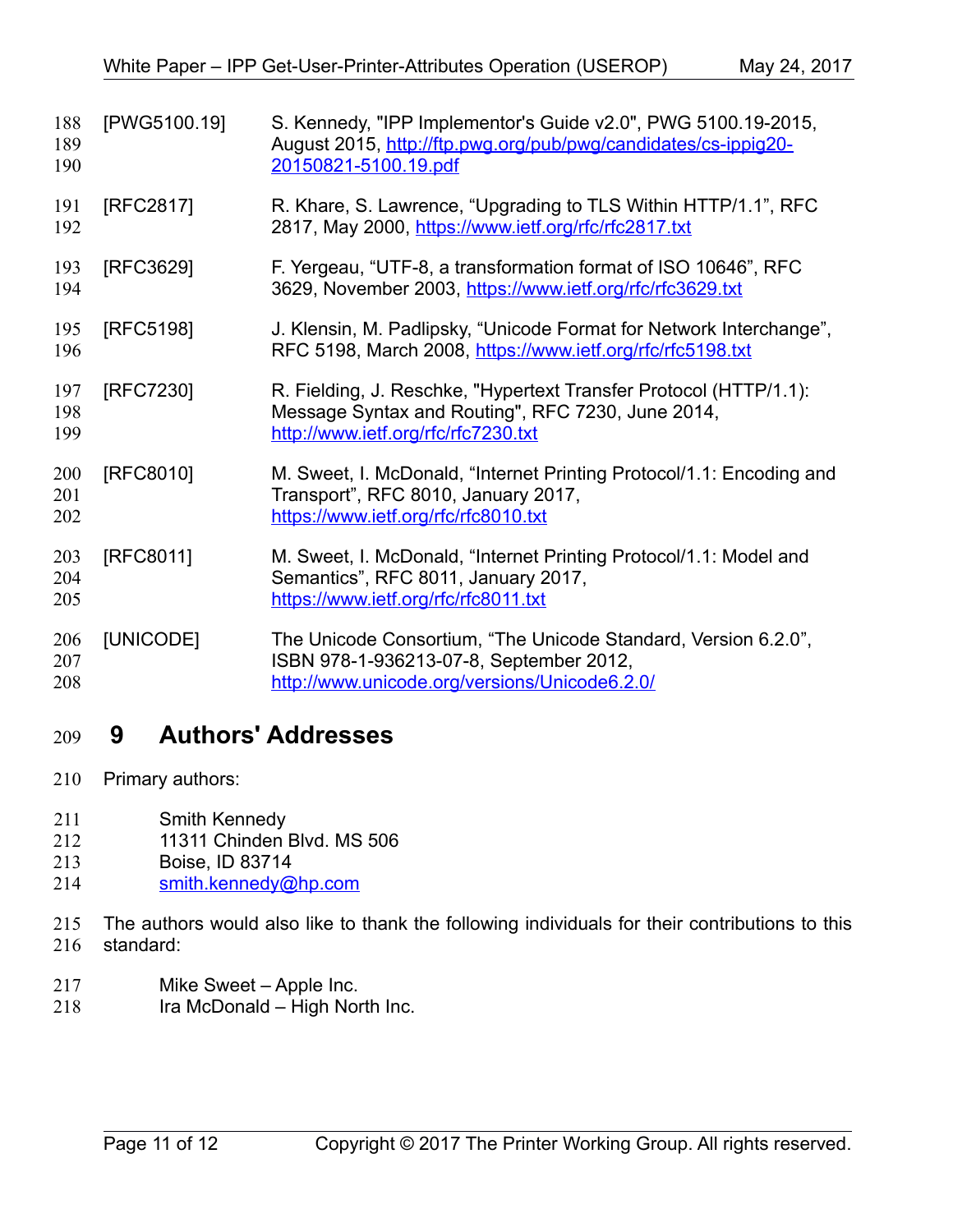[PWG5100.19] S. Kennedy, "IPP Implementor's Guide v2.0", PWG 5100.19-2015, August 2015, http://ftp.pwg.org/pub/pwg/candidates/cs-ippig20-20150821-5100.19.pdf

[RFC2817] R. Khare, S. Lawrence, "Upgrading to TLS Within HTTP/1.1", RFC 2817, May 2000, https://www.ietf.org/rfc/rfc2817.txt

[RFC3629] F. Yergeau, "UTF-8, a transformation format of ISO 10646", RFC 3629, November 2003, https://www.ietf.org/rfc/rfc3629.txt

[RFC5198] J. Klensin, M. Padlipsky, "Unicode Format for Network Interchange", RFC 5198, March 2008, https://www.ietf.org/rfc/rfc5198.txt

[RFC7230] R. Fielding, J. Reschke, "Hypertext Transfer Protocol (HTTP/1.1): Message Syntax and Routing", RFC 7230, June 2014, http://www.ietf.org/rfc/rfc7230.txt

[RFC8010] M. Sweet, I. McDonald, "Internet Printing Protocol/1.1: Encoding and Transport", RFC 8010, January 2017, https://www.ietf.org/rfc/rfc8010.txt

[RFC8011] M. Sweet, I. McDonald, "Internet Printing Protocol/1.1: Model and Semantics", RFC 8011, January 2017, https://www.ietf.org/rfc/rfc8011.txt

[UNICODE] The Unicode Consortium, "The Unicode Standard, Version 6.2.0", ISBN 978-1-936213-07-8, September 2012, http://www.unicode.org/versions/Unicode6.2.0/

# 9 Authors' Addresses

Primary authors:

Smith Kennedy
11311 Chinden Blvd. MS 506
Boise, ID 83714
smith.kennedy@hp.com

The authors would also like to thank the following individuals for their contributions to this standard:

Mike Sweet – Apple Inc.
Ira McDonald – High North Inc.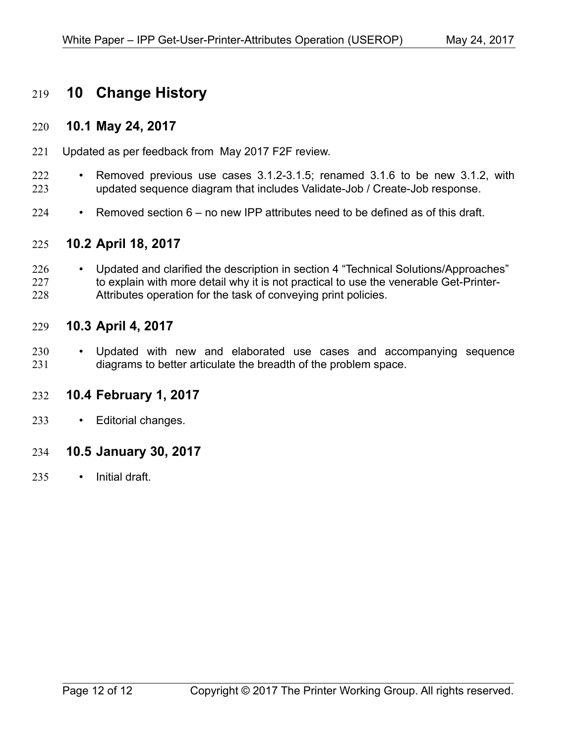# 10 Change History

## 10.1 May 24, 2017

Updated as per feedback from May 2017 F2F review.

- Removed previous use cases 3.1.2-3.1.5; renamed 3.1.6 to be new 3.1.2, with updated sequence diagram that includes Validate-Job / Create-Job response.
- Removed section 6 – no new IPP attributes need to be defined as of this draft.

## 10.2 April 18, 2017

- Updated and clarified the description in section 4 “Technical Solutions/Approaches” to explain with more detail why it is not practical to use the venerable Get-Printer-Attributes operation for the task of conveying print policies.

## 10.3 April 4, 2017

- Updated with new and elaborated use cases and accompanying sequence diagrams to better articulate the breadth of the problem space.

## 10.4 February 1, 2017

- Editorial changes.

## 10.5 January 30, 2017

- Initial draft.